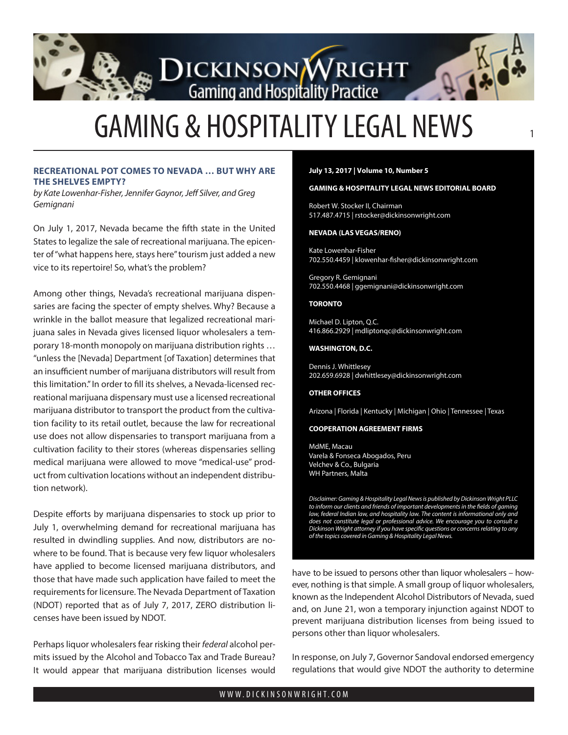# GAMING & HOSPITALITY LEGAL NEWS

## RECREATIONAL POT COMES TO NEVADA … BUT WHY ARE THE SHELVES EMPTY?

*by Kate Lowenhar-Fisher, Jennifer Gaynor, Jeff Silver, and Greg Gemignani*

On July 1, 2017, Nevada became the fifth state in the United States to legalize the sale of recreational marijuana. The epicenter of "what happens here, stays here" tourism just added a new vice to its repertoire! So, what's the problem?

Among other things, Nevada's recreational marijuana dispensaries are facing the specter of empty shelves. Why? Because a wrinkle in the ballot measure that legalized recreational marijuana sales in Nevada gives licensed liquor wholesalers a temporary 18-month monopoly on marijuana distribution rights … "unless the [Nevada] Department [of Taxation] determines that an insufficient number of marijuana distributors will result from this limitation." In order to fill its shelves, a Nevada-licensed recreational marijuana dispensary must use a licensed recreational marijuana distributor to transport the product from the cultivation facility to its retail outlet, because the law for recreational use does not allow dispensaries to transport marijuana from a cultivation facility to their stores (whereas dispensaries selling medical marijuana were allowed to move "medical-use" product from cultivation locations without an independent distribution network).

Despite efforts by marijuana dispensaries to stock up prior to July 1, overwhelming demand for recreational marijuana has resulted in dwindling supplies. And now, distributors are nowhere to be found. That is because very few liquor wholesalers have applied to become licensed marijuana distributors, and those that have made such application have failed to meet the requirements for licensure. The Nevada Department of Taxation (NDOT) reported that as of July 7, 2017, ZERO distribution licenses have been issued by NDOT.

Perhaps liquor wholesalers fear risking their *federal* alcohol permits issued by the Alcohol and Tobacco Tax and Trade Bureau? It would appear that marijuana distribution licenses would have to be issued to persons other than liquor wholesalers – however, nothing is that simple. A small group of liquor wholesalers, known as the Independent Alcohol Distributors of Nevada, sued and, on June 21, won a temporary injunction against NDOT to prevent marijuana distribution licenses from being issued to persons other than liquor wholesalers.

In response, on July 7, Governor Sandoval endorsed emergency regulations that would give NDOT the authority to determine

---

**July 13, 2017 | Volume 10, Number 5**

**GAMING & HOSPITALITY LEGAL NEWS EDITORIAL BOARD**

Robert W. Stocker II, Chairman
517.487.4715 | rstocker@dickinsonwright.com

**NEVADA (LAS VEGAS/RENO)**

Kate Lowenhar-Fisher
702.550.4459 | klowenhar-fisher@dickinsonwright.com

Gregory R. Gemignani
702.550.4468 | ggemignani@dickinsonwright.com

**TORONTO**

Michael D. Lipton, Q.C.
416.866.2929 | mdliptonqc@dickinsonwright.com

**WASHINGTON, D.C.**

Dennis J. Whittlesey
202.659.6928 | dwhittlesey@dickinsonwright.com

**OTHER OFFICES**

Arizona | Florida | Kentucky | Michigan | Ohio | Tennessee | Texas

**COOPERATION AGREEMENT FIRMS**

MdME, Macau
Varela & Fonseca Abogados, Peru
Velchev & Co., Bulgaria
WH Partners, Malta

*Disclaimer: Gaming & Hospitality Legal News is published by Dickinson Wright PLLC to inform our clients and friends of important developments in the fields of gaming law, federal Indian law, and hospitality law. The content is informational only and does not constitute legal or professional advice. We encourage you to consult a Dickinson Wright attorney if you have specific questions or concerns relating to any of the topics covered in Gaming & Hospitality Legal News.*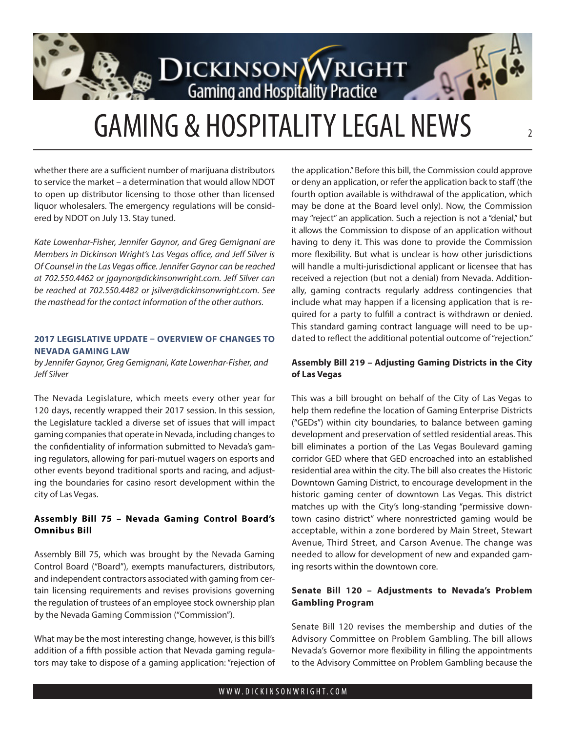whether there are a sufficient number of marijuana distributors to service the market – a determination that would allow NDOT to open up distributor licensing to those other than licensed liquor wholesalers. The emergency regulations will be considered by NDOT on July 13. Stay tuned.

*Kate Lowenhar-Fisher, Jennifer Gaynor, and Greg Gemignani are Members in Dickinson Wright's Las Vegas office, and Jeff Silver is Of Counsel in the Las Vegas office. Jennifer Gaynor can be reached at 702.550.4462 or jgaynor@dickinsonwright.com. Jeff Silver can be reached at 702.550.4482 or jsilver@dickinsonwright.com. See the masthead for the contact information of the other authors.*

## 2017 LEGISLATIVE UPDATE – OVERVIEW OF CHANGES TO NEVADA GAMING LAW

*by Jennifer Gaynor, Greg Gemignani, Kate Lowenhar-Fisher, and Jeff Silver*

The Nevada Legislature, which meets every other year for 120 days, recently wrapped their 2017 session. In this session, the Legislature tackled a diverse set of issues that will impact gaming companies that operate in Nevada, including changes to the confidentiality of information submitted to Nevada's gaming regulators, allowing for pari-mutuel wagers on esports and other events beyond traditional sports and racing, and adjusting the boundaries for casino resort development within the city of Las Vegas.

### Assembly Bill 75 – Nevada Gaming Control Board's Omnibus Bill

Assembly Bill 75, which was brought by the Nevada Gaming Control Board ("Board"), exempts manufacturers, distributors, and independent contractors associated with gaming from certain licensing requirements and revises provisions governing the regulation of trustees of an employee stock ownership plan by the Nevada Gaming Commission ("Commission").

What may be the most interesting change, however, is this bill's addition of a fifth possible action that Nevada gaming regulators may take to dispose of a gaming application: "rejection of the application." Before this bill, the Commission could approve or deny an application, or refer the application back to staff (the fourth option available is withdrawal of the application, which may be done at the Board level only). Now, the Commission may "reject" an application. Such a rejection is not a "denial," but it allows the Commission to dispose of an application without having to deny it. This was done to provide the Commission more flexibility. But what is unclear is how other jurisdictions will handle a multi-jurisdictional applicant or licensee that has received a rejection (but not a denial) from Nevada. Additionally, gaming contracts regularly address contingencies that include what may happen if a licensing application that is required for a party to fulfill a contract is withdrawn or denied. This standard gaming contract language will need to be updated to reflect the additional potential outcome of "rejection."

### Assembly Bill 219 – Adjusting Gaming Districts in the City of Las Vegas

This was a bill brought on behalf of the City of Las Vegas to help them redefine the location of Gaming Enterprise Districts ("GEDs") within city boundaries, to balance between gaming development and preservation of settled residential areas. This bill eliminates a portion of the Las Vegas Boulevard gaming corridor GED where that GED encroached into an established residential area within the city. The bill also creates the Historic Downtown Gaming District, to encourage development in the historic gaming center of downtown Las Vegas. This district matches up with the City's long-standing "permissive downtown casino district" where nonrestricted gaming would be acceptable, within a zone bordered by Main Street, Stewart Avenue, Third Street, and Carson Avenue. The change was needed to allow for development of new and expanded gaming resorts within the downtown core.

### Senate Bill 120 – Adjustments to Nevada's Problem Gambling Program

Senate Bill 120 revises the membership and duties of the Advisory Committee on Problem Gambling. The bill allows Nevada's Governor more flexibility in filling the appointments to the Advisory Committee on Problem Gambling because the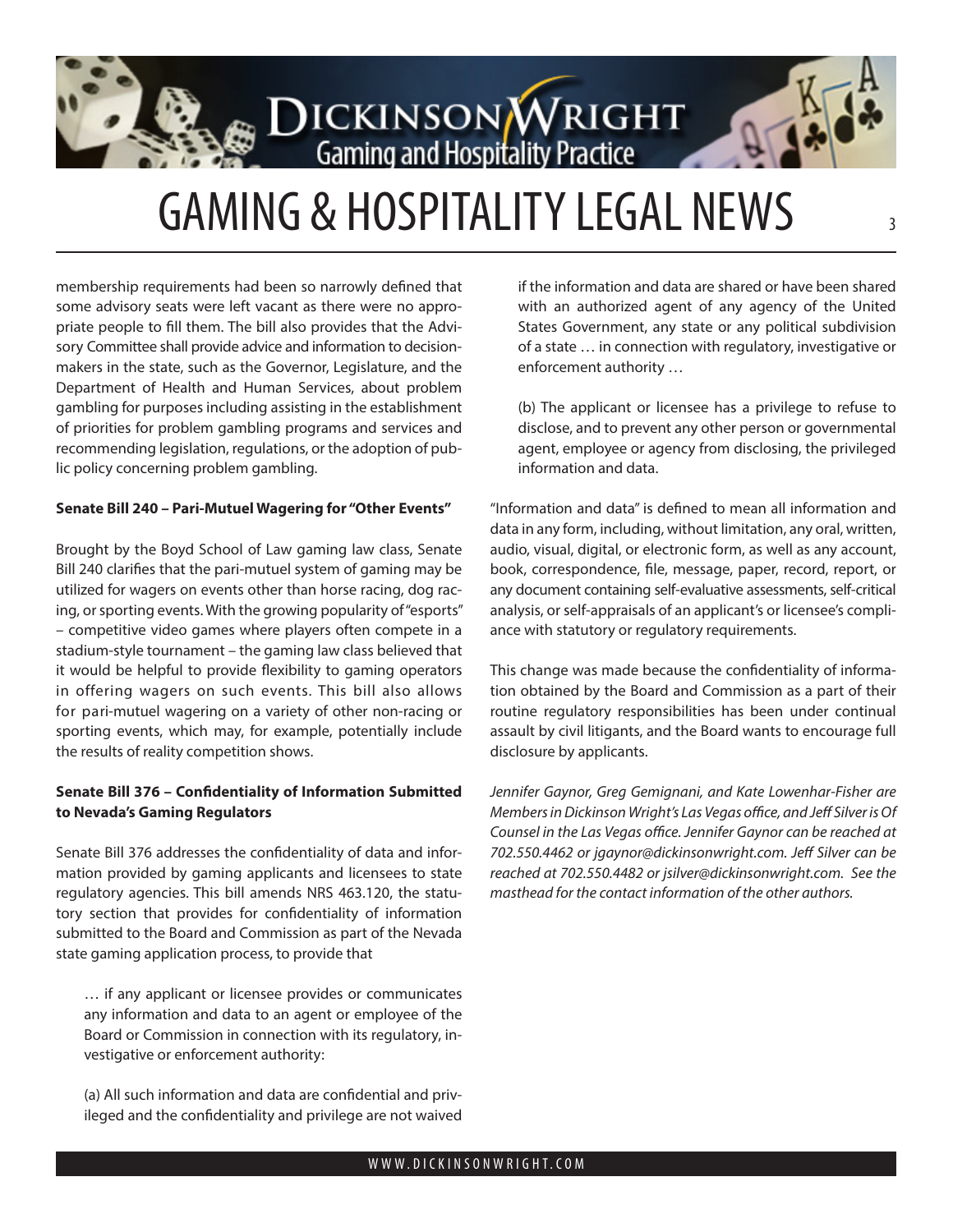membership requirements had been so narrowly defined that some advisory seats were left vacant as there were no appropriate people to fill them. The bill also provides that the Advisory Committee shall provide advice and information to decision-makers in the state, such as the Governor, Legislature, and the Department of Health and Human Services, about problem gambling for purposes including assisting in the establishment of priorities for problem gambling programs and services and recommending legislation, regulations, or the adoption of public policy concerning problem gambling.

**Senate Bill 240 – Pari-Mutuel Wagering for "Other Events"**

Brought by the Boyd School of Law gaming law class, Senate Bill 240 clarifies that the pari-mutuel system of gaming may be utilized for wagers on events other than horse racing, dog racing, or sporting events. With the growing popularity of "esports" – competitive video games where players often compete in a stadium-style tournament – the gaming law class believed that it would be helpful to provide flexibility to gaming operators in offering wagers on such events. This bill also allows for pari-mutuel wagering on a variety of other non-racing or sporting events, which may, for example, potentially include the results of reality competition shows.

**Senate Bill 376 – Confidentiality of Information Submitted to Nevada's Gaming Regulators**

Senate Bill 376 addresses the confidentiality of data and information provided by gaming applicants and licensees to state regulatory agencies. This bill amends NRS 463.120, the statutory section that provides for confidentiality of information submitted to the Board and Commission as part of the Nevada state gaming application process, to provide that

> … if any applicant or licensee provides or communicates any information and data to an agent or employee of the Board or Commission in connection with its regulatory, investigative or enforcement authority:
>
> (a) All such information and data are confidential and privileged and the confidentiality and privilege are not waived if the information and data are shared or have been shared with an authorized agent of any agency of the United States Government, any state or any political subdivision of a state … in connection with regulatory, investigative or enforcement authority …
>
> (b) The applicant or licensee has a privilege to refuse to disclose, and to prevent any other person or governmental agent, employee or agency from disclosing, the privileged information and data.

"Information and data" is defined to mean all information and data in any form, including, without limitation, any oral, written, audio, visual, digital, or electronic form, as well as any account, book, correspondence, file, message, paper, record, report, or any document containing self-evaluative assessments, self-critical analysis, or self-appraisals of an applicant's or licensee's compliance with statutory or regulatory requirements.

This change was made because the confidentiality of information obtained by the Board and Commission as a part of their routine regulatory responsibilities has been under continual assault by civil litigants, and the Board wants to encourage full disclosure by applicants.

*Jennifer Gaynor, Greg Gemignani, and Kate Lowenhar-Fisher are Members in Dickinson Wright's Las Vegas office, and Jeff Silver is Of Counsel in the Las Vegas office. Jennifer Gaynor can be reached at 702.550.4462 or jgaynor@dickinsonwright.com. Jeff Silver can be reached at 702.550.4482 or jsilver@dickinsonwright.com. See the masthead for the contact information of the other authors.*